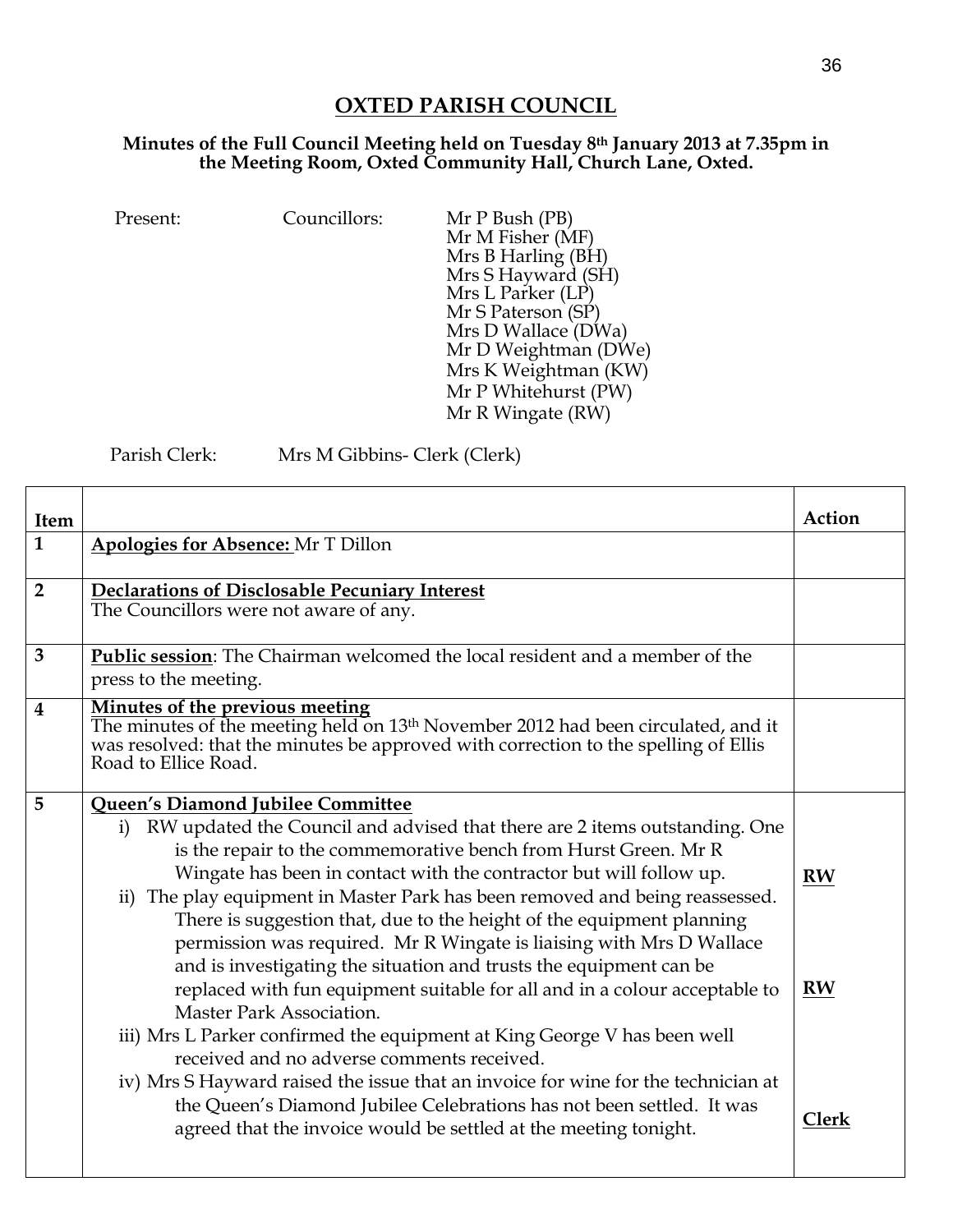# OXTED PARISH COUNCIL

**Minutes of the Full Council Meeting held on Tuesday 8th January 2013 at 7.35pm in the Meeting Room, Oxted Community Hall, Church Lane, Oxted.**

Present: Councillors:
Mr P Bush (PB)
Mr M Fisher (MF)
Mrs B Harling (BH)
Mrs S Hayward (SH)
Mrs L Parker (LP)
Mr S Paterson (SP)
Mrs D Wallace (DWa)
Mr D Weightman (DWe)
Mrs K Weightman (KW)
Mr P Whitehurst (PW)
Mr R Wingate (RW)

Parish Clerk: Mrs M Gibbins- Clerk (Clerk)

| Item | | Action |
|---|---|---|
| 1 | **Apologies for Absence:** Mr T Dillon | |
| 2 | **Declarations of Disclosable Pecuniary Interest**<br>The Councillors were not aware of any. | |
| 3 | **Public session**: The Chairman welcomed the local resident and a member of the press to the meeting. | |
| 4 | **Minutes of the previous meeting**<br>The minutes of the meeting held on 13th November 2012 had been circulated, and it was resolved: that the minutes be approved with correction to the spelling of Ellis Road to Ellice Road. | |
| 5 | **Queen's Diamond Jubilee Committee**<br>i) RW updated the Council and advised that there are 2 items outstanding. One is the repair to the commemorative bench from Hurst Green. Mr R Wingate has been in contact with the contractor but will follow up.<br>ii) The play equipment in Master Park has been removed and being reassessed. There is suggestion that, due to the height of the equipment planning permission was required. Mr R Wingate is liaising with Mrs D Wallace and is investigating the situation and trusts the equipment can be replaced with fun equipment suitable for all and in a colour acceptable to Master Park Association.<br>iii) Mrs L Parker confirmed the equipment at King George V has been well received and no adverse comments received.<br>iv) Mrs S Hayward raised the issue that an invoice for wine for the technician at the Queen's Diamond Jubilee Celebrations has not been settled. It was agreed that the invoice would be settled at the meeting tonight. | **RW**<br><br>**RW**<br><br>**Clerk** |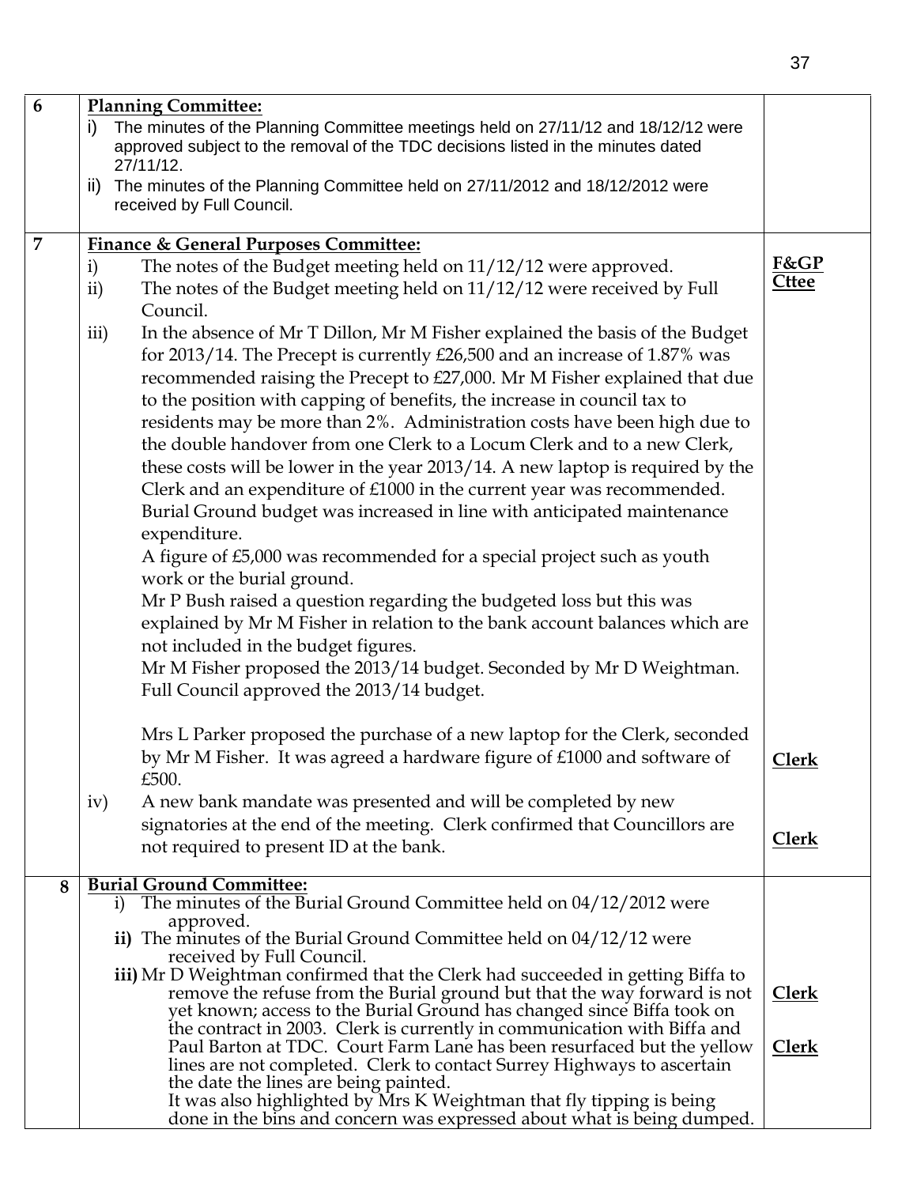| | | |
|---|---|---|
| 6 | **Planning Committee:**<br>i) The minutes of the Planning Committee meetings held on 27/11/12 and 18/12/12 were approved subject to the removal of the TDC decisions listed in the minutes dated 27/11/12.<br>ii) The minutes of the Planning Committee held on 27/11/2012 and 18/12/2012 were received by Full Council. | |
| 7 | **Finance & General Purposes Committee:**<br>i) The notes of the Budget meeting held on 11/12/12 were approved.<br>ii) The notes of the Budget meeting held on 11/12/12 were received by Full Council.<br>iii) In the absence of Mr T Dillon, Mr M Fisher explained the basis of the Budget for 2013/14. The Precept is currently £26,500 and an increase of 1.87% was recommended raising the Precept to £27,000. Mr M Fisher explained that due to the position with capping of benefits, the increase in council tax to residents may be more than 2%. Administration costs have been high due to the double handover from one Clerk to a Locum Clerk and to a new Clerk, these costs will be lower in the year 2013/14. A new laptop is required by the Clerk and an expenditure of £1000 in the current year was recommended. Burial Ground budget was increased in line with anticipated maintenance expenditure.<br>A figure of £5,000 was recommended for a special project such as youth work or the burial ground.<br>Mr P Bush raised a question regarding the budgeted loss but this was explained by Mr M Fisher in relation to the bank account balances which are not included in the budget figures.<br>Mr M Fisher proposed the 2013/14 budget. Seconded by Mr D Weightman. Full Council approved the 2013/14 budget.<br><br>Mrs L Parker proposed the purchase of a new laptop for the Clerk, seconded by Mr M Fisher. It was agreed a hardware figure of £1000 and software of £500.<br>iv) A new bank mandate was presented and will be completed by new signatories at the end of the meeting. Clerk confirmed that Councillors are not required to present ID at the bank. | **F&GP Cttee**<br><br><br><br><br><br><br><br>**Clerk**<br><br>**Clerk** |
| 8 | **Burial Ground Committee:**<br>i) The minutes of the Burial Ground Committee held on 04/12/2012 were approved.<br>**ii)** The minutes of the Burial Ground Committee held on 04/12/12 were received by Full Council.<br>**iii)** Mr D Weightman confirmed that the Clerk had succeeded in getting Biffa to remove the refuse from the Burial ground but that the way forward is not yet known; access to the Burial Ground has changed since Biffa took on the contract in 2003. Clerk is currently in communication with Biffa and Paul Barton at TDC. Court Farm Lane has been resurfaced but the yellow lines are not completed. Clerk to contact Surrey Highways to ascertain the date the lines are being painted.<br>It was also highlighted by Mrs K Weightman that fly tipping is being done in the bins and concern was expressed about what is being dumped. | **Clerk**<br><br>**Clerk** |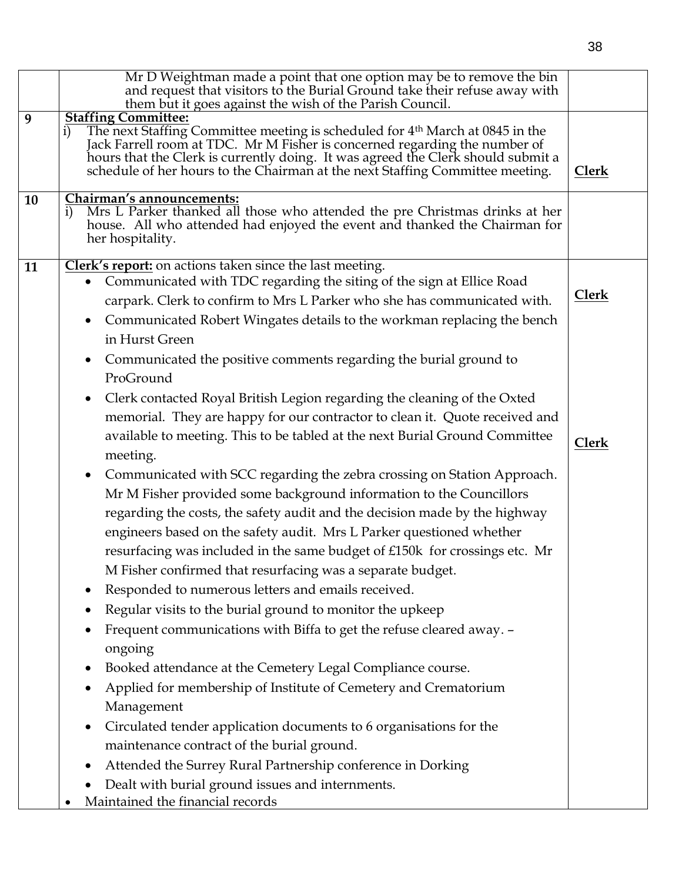| | | |
|---|---|---|
| | Mr D Weightman made a point that one option may be to remove the bin and request that visitors to the Burial Ground take their refuse away with them but it goes against the wish of the Parish Council. | |
| 9 | **Staffing Committee:**<br>i) The next Staffing Committee meeting is scheduled for 4th March at 0845 in the Jack Farrell room at TDC. Mr M Fisher is concerned regarding the number of hours that the Clerk is currently doing. It was agreed the Clerk should submit a schedule of her hours to the Chairman at the next Staffing Committee meeting. | **Clerk** |
| 10 | **Chairman's announcements:**<br>i) Mrs L Parker thanked all those who attended the pre Christmas drinks at her house. All who attended had enjoyed the event and thanked the Chairman for her hospitality. | |
| 11 | **Clerk's report:** on actions taken since the last meeting.<br>• Communicated with TDC regarding the siting of the sign at Ellice Road carpark. Clerk to confirm to Mrs L Parker who she has communicated with.<br>• Communicated Robert Wingates details to the workman replacing the bench in Hurst Green<br>• Communicated the positive comments regarding the burial ground to ProGround<br>• Clerk contacted Royal British Legion regarding the cleaning of the Oxted memorial. They are happy for our contractor to clean it. Quote received and available to meeting. This to be tabled at the next Burial Ground Committee meeting.<br>• Communicated with SCC regarding the zebra crossing on Station Approach. Mr M Fisher provided some background information to the Councillors regarding the costs, the safety audit and the decision made by the highway engineers based on the safety audit. Mrs L Parker questioned whether resurfacing was included in the same budget of £150k for crossings etc. Mr M Fisher confirmed that resurfacing was a separate budget.<br>• Responded to numerous letters and emails received.<br>• Regular visits to the burial ground to monitor the upkeep<br>• Frequent communications with Biffa to get the refuse cleared away. – ongoing<br>• Booked attendance at the Cemetery Legal Compliance course.<br>• Applied for membership of Institute of Cemetery and Crematorium Management<br>• Circulated tender application documents to 6 organisations for the maintenance contract of the burial ground.<br>• Attended the Surrey Rural Partnership conference in Dorking<br>• Dealt with burial ground issues and internments.<br>• Maintained the financial records | **Clerk**<br><br>**Clerk** |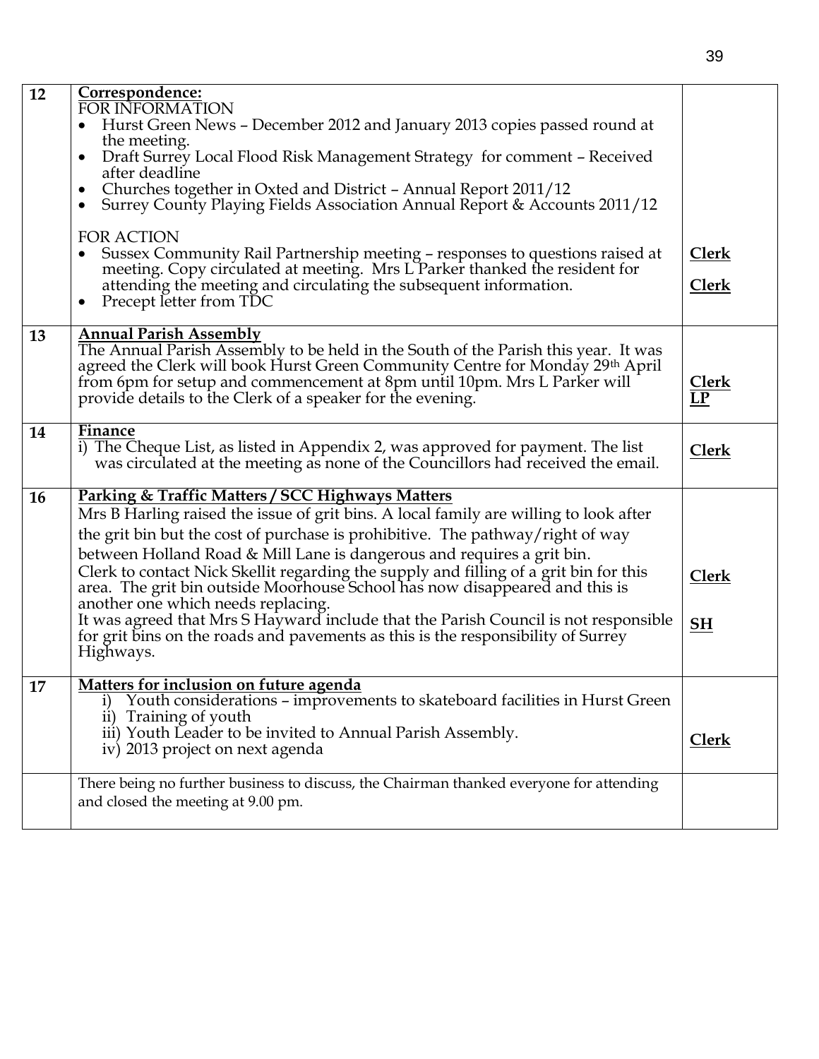| | | |
|---|---|---|
| 12 | **Correspondence:**<br>FOR INFORMATION<br>• Hurst Green News – December 2012 and January 2013 copies passed round at the meeting.<br>• Draft Surrey Local Flood Risk Management Strategy for comment – Received after deadline<br>• Churches together in Oxted and District – Annual Report 2011/12<br>• Surrey County Playing Fields Association Annual Report & Accounts 2011/12<br><br>FOR ACTION<br>• Sussex Community Rail Partnership meeting – responses to questions raised at meeting. Copy circulated at meeting. Mrs L Parker thanked the resident for attending the meeting and circulating the subsequent information.<br>• Precept letter from TDC | **Clerk**<br><br>**Clerk** |
| 13 | **Annual Parish Assembly**<br>The Annual Parish Assembly to be held in the South of the Parish this year. It was agreed the Clerk will book Hurst Green Community Centre for Monday 29th April from 6pm for setup and commencement at 8pm until 10pm. Mrs L Parker will provide details to the Clerk of a speaker for the evening. | **Clerk**<br>**LP** |
| 14 | **Finance**<br>i) The Cheque List, as listed in Appendix 2, was approved for payment. The list was circulated at the meeting as none of the Councillors had received the email. | **Clerk** |
| 16 | **Parking & Traffic Matters / SCC Highways Matters**<br>Mrs B Harling raised the issue of grit bins. A local family are willing to look after the grit bin but the cost of purchase is prohibitive. The pathway/right of way between Holland Road & Mill Lane is dangerous and requires a grit bin.<br>Clerk to contact Nick Skellit regarding the supply and filling of a grit bin for this area. The grit bin outside Moorhouse School has now disappeared and this is another one which needs replacing.<br>It was agreed that Mrs S Hayward include that the Parish Council is not responsible for grit bins on the roads and pavements as this is the responsibility of Surrey Highways. | **Clerk**<br><br>**SH** |
| 17 | **Matters for inclusion on future agenda**<br>i) Youth considerations – improvements to skateboard facilities in Hurst Green<br>ii) Training of youth<br>iii) Youth Leader to be invited to Annual Parish Assembly.<br>iv) 2013 project on next agenda | **Clerk** |
| | There being no further business to discuss, the Chairman thanked everyone for attending and closed the meeting at 9.00 pm. | |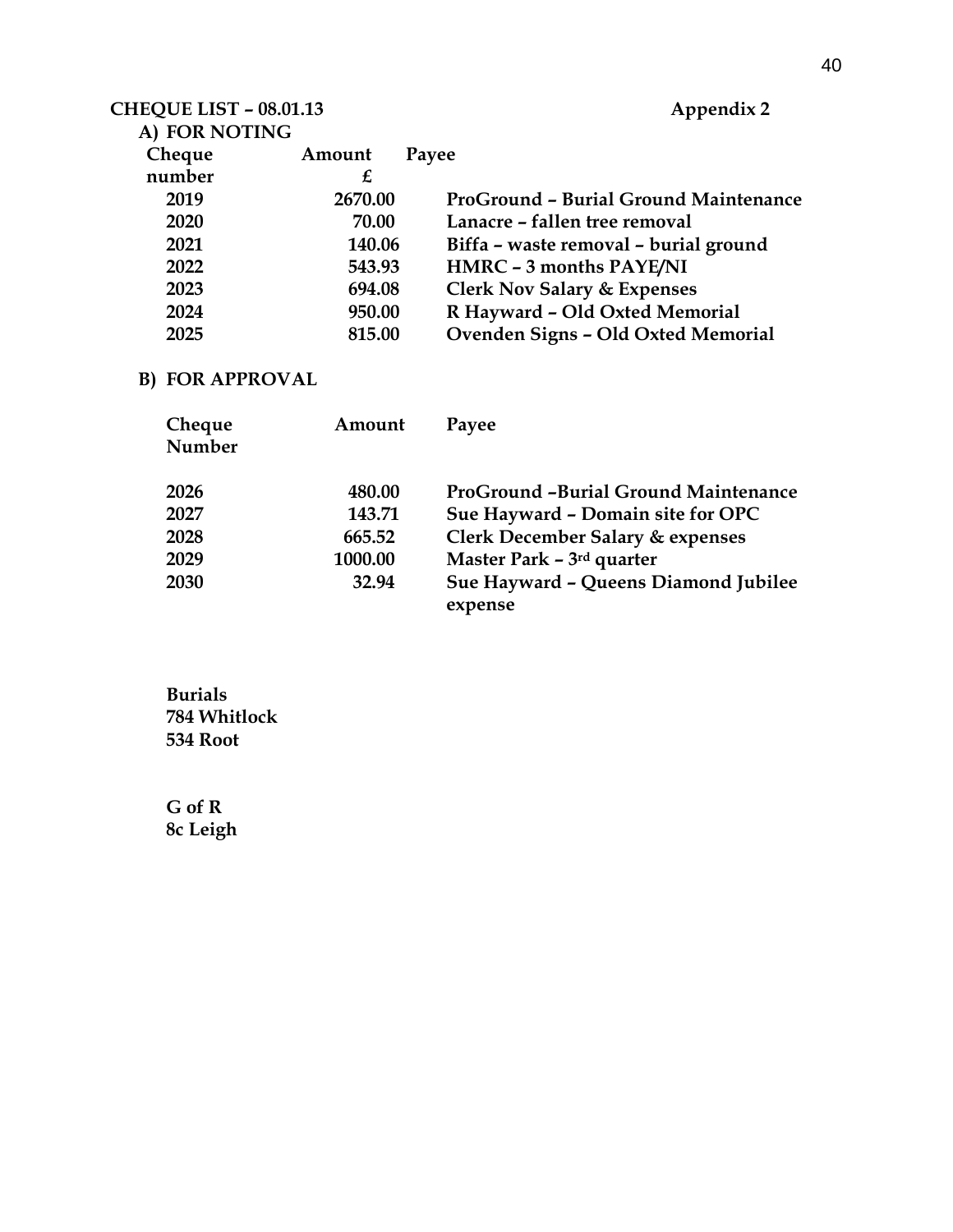**CHEQUE LIST – 08.01.13** **Appendix 2**

**A) FOR NOTING**

| Cheque number | Amount £ | Payee |
|---|---|---|
| 2019 | 2670.00 | ProGround – Burial Ground Maintenance |
| 2020 | 70.00 | Lanacre – fallen tree removal |
| 2021 | 140.06 | Biffa – waste removal – burial ground |
| 2022 | 543.93 | HMRC – 3 months PAYE/NI |
| 2023 | 694.08 | Clerk Nov Salary & Expenses |
| 2024 | 950.00 | R Hayward – Old Oxted Memorial |
| 2025 | 815.00 | Ovenden Signs – Old Oxted Memorial |

**B) FOR APPROVAL**

| Cheque Number | Amount | Payee |
|---|---|---|
| 2026 | 480.00 | ProGround –Burial Ground Maintenance |
| 2027 | 143.71 | Sue Hayward – Domain site for OPC |
| 2028 | 665.52 | Clerk December Salary & expenses |
| 2029 | 1000.00 | Master Park – 3rd quarter |
| 2030 | 32.94 | Sue Hayward – Queens Diamond Jubilee expense |

**Burials**
**784 Whitlock**
**534 Root**

**G of R**
**8c Leigh**